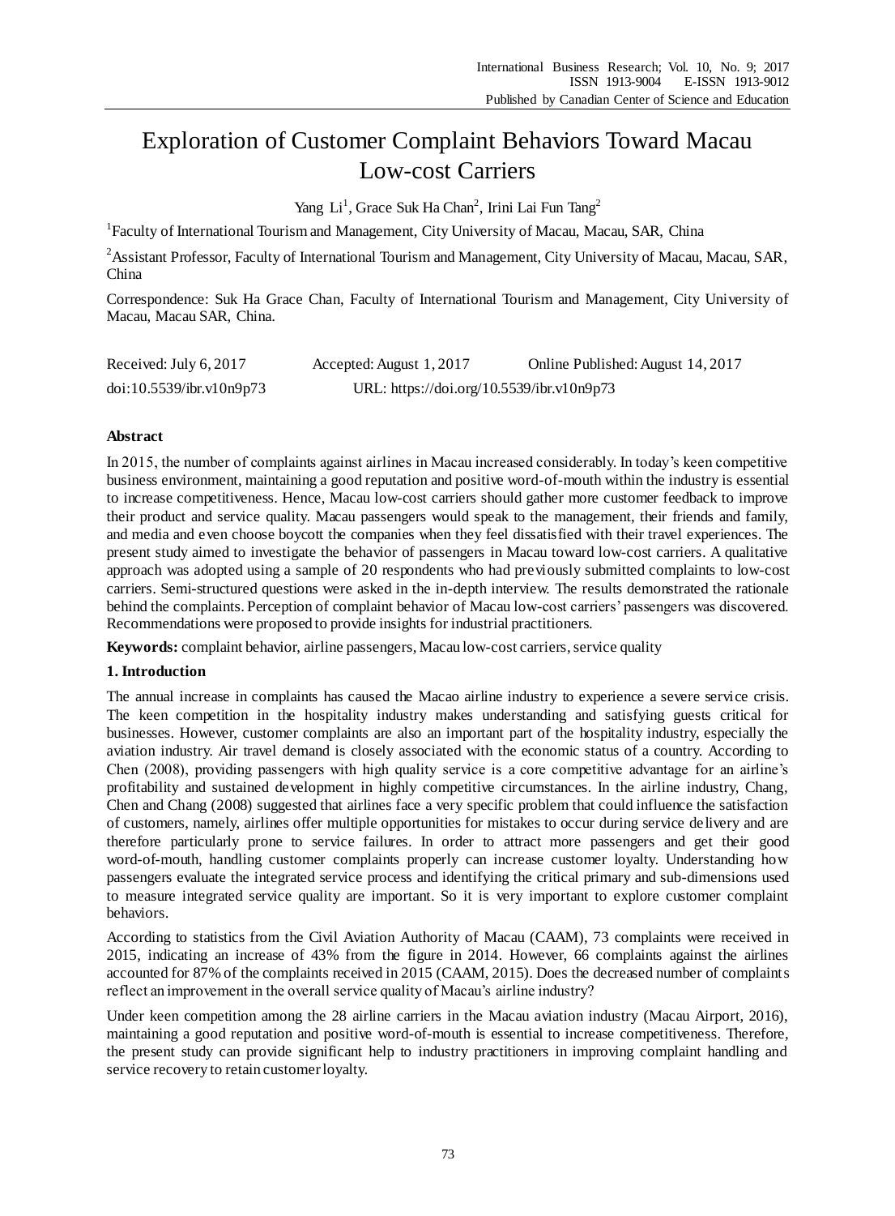# Exploration of Customer Complaint Behaviors Toward Macau Low-cost Carriers

Yang Li[1], Grace Suk Ha Chan[2], Irini Lai Fun Tang[2]

[1]Faculty of International Tourism and Management, City University of Macau, Macau, SAR, China

[2]Assistant Professor, Faculty of International Tourism and Management, City University of Macau, Macau, SAR, China

Correspondence: Suk Ha Grace Chan, Faculty of International Tourism and Management, City University of Macau, Macau SAR, China.

Received: July 6, 2017　　Accepted: August 1, 2017　　Online Published: August 14, 2017

doi:10.5539/ibr.v10n9p73　　URL: https://doi.org/10.5539/ibr.v10n9p73

## Abstract

In 2015, the number of complaints against airlines in Macau increased considerably. In today's keen competitive business environment, maintaining a good reputation and positive word-of-mouth within the industry is essential to increase competitiveness. Hence, Macau low-cost carriers should gather more customer feedback to improve their product and service quality. Macau passengers would speak to the management, their friends and family, and media and even choose boycott the companies when they feel dissatisfied with their travel experiences. The present study aimed to investigate the behavior of passengers in Macau toward low-cost carriers. A qualitative approach was adopted using a sample of 20 respondents who had previously submitted complaints to low-cost carriers. Semi-structured questions were asked in the in-depth interview. The results demonstrated the rationale behind the complaints. Perception of complaint behavior of Macau low-cost carriers' passengers was discovered. Recommendations were proposed to provide insights for industrial practitioners.

**Keywords:** complaint behavior, airline passengers, Macau low-cost carriers, service quality

## 1. Introduction

The annual increase in complaints has caused the Macao airline industry to experience a severe service crisis. The keen competition in the hospitality industry makes understanding and satisfying guests critical for businesses. However, customer complaints are also an important part of the hospitality industry, especially the aviation industry. Air travel demand is closely associated with the economic status of a country. According to Chen (2008), providing passengers with high quality service is a core competitive advantage for an airline's profitability and sustained development in highly competitive circumstances. In the airline industry, Chang, Chen and Chang (2008) suggested that airlines face a very specific problem that could influence the satisfaction of customers, namely, airlines offer multiple opportunities for mistakes to occur during service delivery and are therefore particularly prone to service failures. In order to attract more passengers and get their good word-of-mouth, handling customer complaints properly can increase customer loyalty. Understanding how passengers evaluate the integrated service process and identifying the critical primary and sub-dimensions used to measure integrated service quality are important. So it is very important to explore customer complaint behaviors.

According to statistics from the Civil Aviation Authority of Macau (CAAM), 73 complaints were received in 2015, indicating an increase of 43% from the figure in 2014. However, 66 complaints against the airlines accounted for 87% of the complaints received in 2015 (CAAM, 2015). Does the decreased number of complaints reflect an improvement in the overall service quality of Macau's airline industry?

Under keen competition among the 28 airline carriers in the Macau aviation industry (Macau Airport, 2016), maintaining a good reputation and positive word-of-mouth is essential to increase competitiveness. Therefore, the present study can provide significant help to industry practitioners in improving complaint handling and service recovery to retain customer loyalty.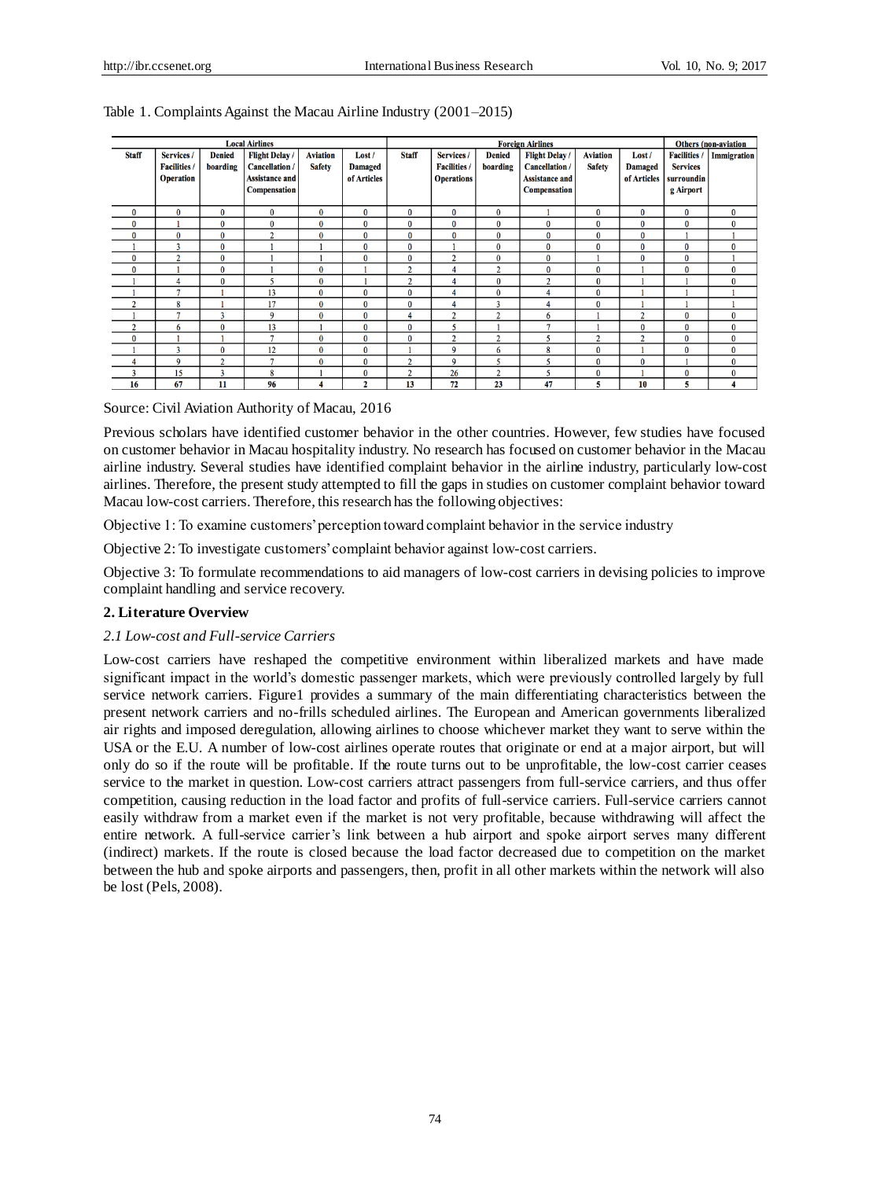Table 1. Complaints Against the Macau Airline Industry (2001–2015)

| Local Airlines | | | | | | Foreign Airlines | | | | | | Others (non-aviation | |
|---|---|---|---|---|---|---|---|---|---|---|---|---|---|
| Staff | Services / Facilities / Operation | Denied boarding | Flight Delay / Cancellation / Assistance and Compensation | Aviation Safety | Lost / Damaged of Articles | Staff | Services / Facilities / Operations | Denied boarding | Flight Delay / Cancellation / Assistance and Compensation | Aviation Safety | Lost / Damaged of Articles | Facilities / Services surroundin g Airport | Immigration |
| 0 | 0 | 0 | 0 | 0 | 0 | 0 | 0 | 0 | 1 | 0 | 0 | 0 | 0 |
| 0 | 1 | 0 | 0 | 0 | 0 | 0 | 0 | 0 | 0 | 0 | 0 | 0 | 0 |
| 0 | 0 | 0 | 2 | 0 | 0 | 0 | 0 | 0 | 0 | 0 | 0 | 1 | 1 |
| 1 | 3 | 0 | 1 | 1 | 0 | 0 | 1 | 0 | 0 | 0 | 0 | 0 | 0 |
| 0 | 2 | 0 | 1 | 1 | 0 | 0 | 2 | 0 | 0 | 1 | 0 | 0 | 1 |
| 0 | 1 | 0 | 1 | 0 | 1 | 2 | 4 | 2 | 0 | 0 | 1 | 0 | 0 |
| 1 | 4 | 0 | 5 | 0 | 1 | 2 | 4 | 0 | 2 | 0 | 1 | 1 | 0 |
| 1 | 7 | 1 | 13 | 0 | 0 | 0 | 4 | 0 | 4 | 0 | 1 | 1 | 1 |
| 2 | 8 | 1 | 17 | 0 | 0 | 0 | 4 | 3 | 4 | 0 | 1 | 1 | 1 |
| 1 | 7 | 3 | 9 | 0 | 0 | 4 | 2 | 2 | 6 | 1 | 2 | 0 | 0 |
| 2 | 6 | 0 | 13 | 1 | 0 | 0 | 5 | 1 | 7 | 1 | 0 | 0 | 0 |
| 0 | 1 | 1 | 7 | 0 | 0 | 0 | 2 | 2 | 5 | 2 | 2 | 0 | 0 |
| 1 | 3 | 0 | 12 | 0 | 0 | 1 | 9 | 6 | 8 | 0 | 1 | 0 | 0 |
| 4 | 9 | 2 | 7 | 0 | 0 | 2 | 9 | 5 | 5 | 0 | 0 | 1 | 0 |
| 3 | 15 | 3 | 8 | 1 | 0 | 2 | 26 | 2 | 5 | 0 | 1 | 0 | 0 |
| **16** | **67** | **11** | **96** | **4** | **2** | **13** | **72** | **23** | **47** | **5** | **10** | **5** | **4** |

Source: Civil Aviation Authority of Macau, 2016

Previous scholars have identified customer behavior in the other countries. However, few studies have focused on customer behavior in Macau hospitality industry. No research has focused on customer behavior in the Macau airline industry. Several studies have identified complaint behavior in the airline industry, particularly low-cost airlines. Therefore, the present study attempted to fill the gaps in studies on customer complaint behavior toward Macau low-cost carriers. Therefore, this research has the following objectives:

Objective 1: To examine customers' perception toward complaint behavior in the service industry

Objective 2: To investigate customers' complaint behavior against low-cost carriers.

Objective 3: To formulate recommendations to aid managers of low-cost carriers in devising policies to improve complaint handling and service recovery.

## 2. Literature Overview

### *2.1 Low-cost and Full-service Carriers*

Low-cost carriers have reshaped the competitive environment within liberalized markets and have made significant impact in the world's domestic passenger markets, which were previously controlled largely by full service network carriers. Figure1 provides a summary of the main differentiating characteristics between the present network carriers and no-frills scheduled airlines. The European and American governments liberalized air rights and imposed deregulation, allowing airlines to choose whichever market they want to serve within the USA or the E.U. A number of low-cost airlines operate routes that originate or end at a major airport, but will only do so if the route will be profitable. If the route turns out to be unprofitable, the low-cost carrier ceases service to the market in question. Low-cost carriers attract passengers from full-service carriers, and thus offer competition, causing reduction in the load factor and profits of full-service carriers. Full-service carriers cannot easily withdraw from a market even if the market is not very profitable, because withdrawing will affect the entire network. A full-service carrier's link between a hub airport and spoke airport serves many different (indirect) markets. If the route is closed because the load factor decreased due to competition on the market between the hub and spoke airports and passengers, then, profit in all other markets within the network will also be lost (Pels, 2008).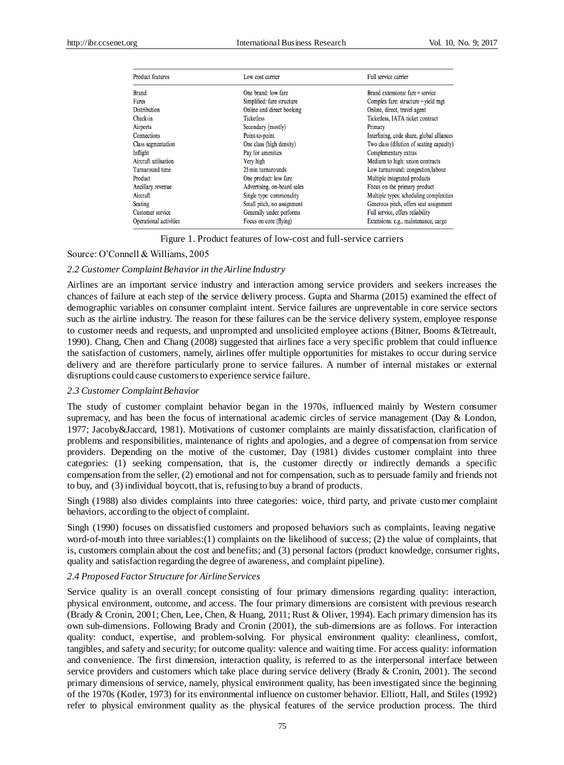| Product features | Low cost carrier | Full service carrier |
|---|---|---|
| Brand | One brand: low fare | Brand extensions: fare + service |
| Fares | Simplified: fare structure | Complex fare: structure + yield mgt |
| Distribution | Online and direct booking | Online, direct, travel agent |
| Check-in | Ticketless | Ticketless, IATA ticket contract |
| Airports | Secondary (mostly) | Primary |
| Connections | Point-to-point | Interlining, code share, global alliances |
| Class segmentation | One class (high density) | Two class (dilution of seating capacity) |
| Inflight | Pay for amenities | Complementary extras |
| Aircraft utilisation | Very high | Medium to high: union contracts |
| Turnaround time | 25 min turnarounds | Low turnaround: congestion/labour |
| Product | One product: low fare | Multiple integrated products |
| Ancillary revenue | Advertising, on-board sales | Focus on the primary product |
| Aircraft | Single type: commonality | Multiple types: scheduling complexities |
| Seating | Small pitch, no assignment | Generous pitch, offers seat assignment |
| Customer service | Generally under performs | Full service, offers reliability |
| Operational activities | Focus on core (flying) | Extensions: e.g., maintenance, cargo |

Figure 1. Product features of low-cost and full-service carriers

Source: O'Connell & Williams, 2005

### *2.2 Customer Complaint Behavior in the Airline Industry*

Airlines are an important service industry and interaction among service providers and seekers increases the chances of failure at each step of the service delivery process. Gupta and Sharma (2015) examined the effect of demographic variables on consumer complaint intent. Service failures are unpreventable in core service sectors such as the airline industry. The reason for these failures can be the service delivery system, employee response to customer needs and requests, and unprompted and unsolicited employee actions (Bitner, Booms &Tetreault, 1990). Chang, Chen and Chang (2008) suggested that airlines face a very specific problem that could influence the satisfaction of customers, namely, airlines offer multiple opportunities for mistakes to occur during service delivery and are therefore particularly prone to service failures. A number of internal mistakes or external disruptions could cause customers to experience service failure.

### *2.3 Customer Complaint Behavior*

The study of customer complaint behavior began in the 1970s, influenced mainly by Western consumer supremacy, and has been the focus of international academic circles of service management (Day & London, 1977; Jacoby&Jaccard, 1981). Motivations of customer complaints are mainly dissatisfaction, clarification of problems and responsibilities, maintenance of rights and apologies, and a degree of compensation from service providers. Depending on the motive of the customer, Day (1981) divides customer complaint into three categories: (1) seeking compensation, that is, the customer directly or indirectly demands a specific compensation from the seller, (2) emotional and not for compensation, such as to persuade family and friends not to buy, and (3) individual boycott, that is, refusing to buy a brand of products.

Singh (1988) also divides complaints into three categories: voice, third party, and private customer complaint behaviors, according to the object of complaint.

Singh (1990) focuses on dissatisfied customers and proposed behaviors such as complaints, leaving negative word-of-mouth into three variables:(1) complaints on the likelihood of success; (2) the value of complaints, that is, customers complain about the cost and benefits; and (3) personal factors (product knowledge, consumer rights, quality and satisfaction regarding the degree of awareness, and complaint pipeline).

### *2.4 Proposed Factor Structure for Airline Services*

Service quality is an overall concept consisting of four primary dimensions regarding quality: interaction, physical environment, outcome, and access. The four primary dimensions are consistent with previous research (Brady & Cronin, 2001; Chen, Lee, Chen, & Huang, 2011; Rust & Oliver, 1994). Each primary dimension has its own sub-dimensions. Following Brady and Cronin (2001), the sub-dimensions are as follows. For interaction quality: conduct, expertise, and problem-solving. For physical environment quality: cleanliness, comfort, tangibles, and safety and security; for outcome quality: valence and waiting time. For access quality: information and convenience. The first dimension, interaction quality, is referred to as the interpersonal interface between service providers and customers which take place during service delivery (Brady & Cronin, 2001). The second primary dimensions of service, namely, physical environment quality, has been investigated since the beginning of the 1970s (Kotler, 1973) for its environmental influence on customer behavior. Elliott, Hall, and Stiles (1992) refer to physical environment quality as the physical features of the service production process. The third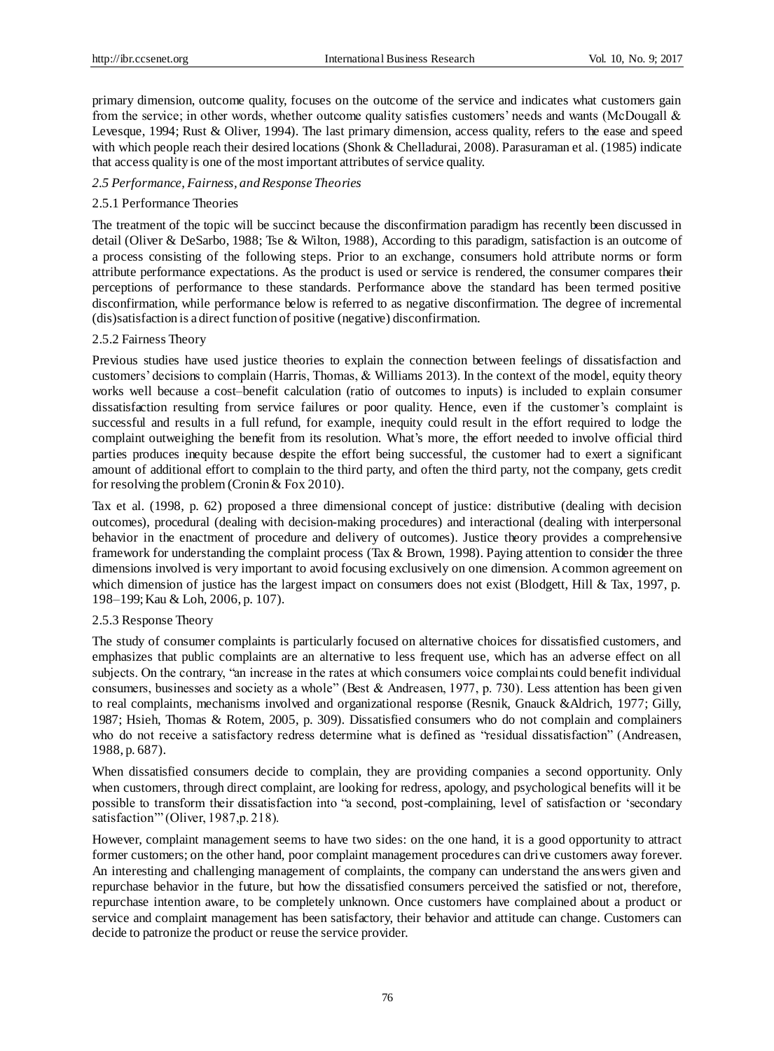primary dimension, outcome quality, focuses on the outcome of the service and indicates what customers gain from the service; in other words, whether outcome quality satisfies customers' needs and wants (McDougall & Levesque, 1994; Rust & Oliver, 1994). The last primary dimension, access quality, refers to the ease and speed with which people reach their desired locations (Shonk & Chelladurai, 2008). Parasuraman et al. (1985) indicate that access quality is one of the most important attributes of service quality.

### *2.5 Performance, Fairness, and Response Theories*

#### 2.5.1 Performance Theories

The treatment of the topic will be succinct because the disconfirmation paradigm has recently been discussed in detail (Oliver & DeSarbo, 1988; Tse & Wilton, 1988), According to this paradigm, satisfaction is an outcome of a process consisting of the following steps. Prior to an exchange, consumers hold attribute norms or form attribute performance expectations. As the product is used or service is rendered, the consumer compares their perceptions of performance to these standards. Performance above the standard has been termed positive disconfirmation, while performance below is referred to as negative disconfirmation. The degree of incremental (dis)satisfaction is a direct function of positive (negative) disconfirmation.

#### 2.5.2 Fairness Theory

Previous studies have used justice theories to explain the connection between feelings of dissatisfaction and customers' decisions to complain (Harris, Thomas, & Williams 2013). In the context of the model, equity theory works well because a cost–benefit calculation (ratio of outcomes to inputs) is included to explain consumer dissatisfaction resulting from service failures or poor quality. Hence, even if the customer's complaint is successful and results in a full refund, for example, inequity could result in the effort required to lodge the complaint outweighing the benefit from its resolution. What's more, the effort needed to involve official third parties produces inequity because despite the effort being successful, the customer had to exert a significant amount of additional effort to complain to the third party, and often the third party, not the company, gets credit for resolving the problem (Cronin & Fox 2010).

Tax et al. (1998, p. 62) proposed a three dimensional concept of justice: distributive (dealing with decision outcomes), procedural (dealing with decision-making procedures) and interactional (dealing with interpersonal behavior in the enactment of procedure and delivery of outcomes). Justice theory provides a comprehensive framework for understanding the complaint process (Tax & Brown, 1998). Paying attention to consider the three dimensions involved is very important to avoid focusing exclusively on one dimension. A common agreement on which dimension of justice has the largest impact on consumers does not exist (Blodgett, Hill & Tax, 1997, p. 198–199; Kau & Loh, 2006, p. 107).

#### 2.5.3 Response Theory

The study of consumer complaints is particularly focused on alternative choices for dissatisfied customers, and emphasizes that public complaints are an alternative to less frequent use, which has an adverse effect on all subjects. On the contrary, "an increase in the rates at which consumers voice complaints could benefit individual consumers, businesses and society as a whole" (Best & Andreasen, 1977, p. 730). Less attention has been given to real complaints, mechanisms involved and organizational response (Resnik, Gnauck &Aldrich, 1977; Gilly, 1987; Hsieh, Thomas & Rotem, 2005, p. 309). Dissatisfied consumers who do not complain and complainers who do not receive a satisfactory redress determine what is defined as "residual dissatisfaction" (Andreasen, 1988, p. 687).

When dissatisfied consumers decide to complain, they are providing companies a second opportunity. Only when customers, through direct complaint, are looking for redress, apology, and psychological benefits will it be possible to transform their dissatisfaction into "a second, post-complaining, level of satisfaction or 'secondary satisfaction'" (Oliver, 1987,p. 218).

However, complaint management seems to have two sides: on the one hand, it is a good opportunity to attract former customers; on the other hand, poor complaint management procedures can drive customers away forever. An interesting and challenging management of complaints, the company can understand the answers given and repurchase behavior in the future, but how the dissatisfied consumers perceived the satisfied or not, therefore, repurchase intention aware, to be completely unknown. Once customers have complained about a product or service and complaint management has been satisfactory, their behavior and attitude can change. Customers can decide to patronize the product or reuse the service provider.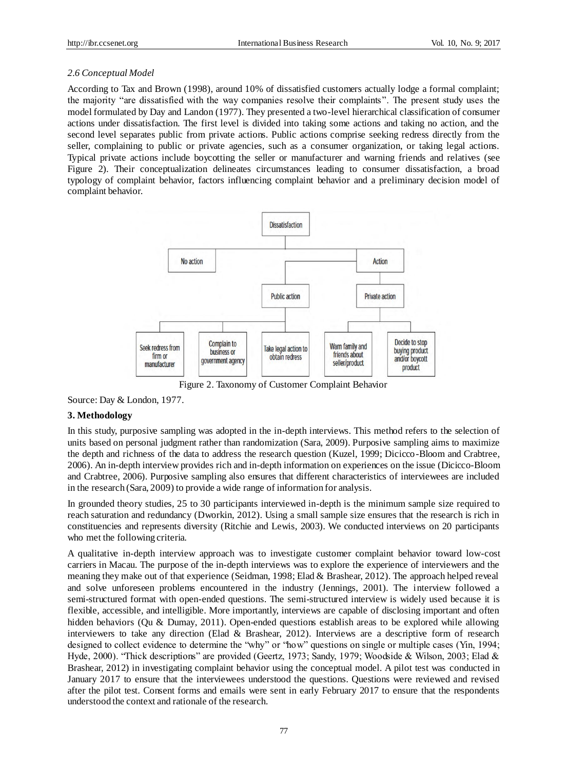*2.6 Conceptual Model*

According to Tax and Brown (1998), around 10% of dissatisfied customers actually lodge a formal complaint; the majority "are dissatisfied with the way companies resolve their complaints". The present study uses the model formulated by Day and Landon (1977). They presented a two-level hierarchical classification of consumer actions under dissatisfaction. The first level is divided into taking some actions and taking no action, and the second level separates public from private actions. Public actions comprise seeking redress directly from the seller, complaining to public or private agencies, such as a consumer organization, or taking legal actions. Typical private actions include boycotting the seller or manufacturer and warning friends and relatives (see Figure 2). Their conceptualization delineates circumstances leading to consumer dissatisfaction, a broad typology of complaint behavior, factors influencing complaint behavior and a preliminary decision model of complaint behavior.

Dissatisfaction

No action | Action

Public action | Private action

Seek redress from firm or manufacturer | Complain to business or government agency | Take legal action to obtain redress | Warn family and friends about seller/product | Decide to stop buying product and/or boycott product

Figure 2. Taxonomy of Customer Complaint Behavior

Source: Day & London, 1977.

## 3. Methodology

In this study, purposive sampling was adopted in the in-depth interviews. This method refers to the selection of units based on personal judgment rather than randomization (Sara, 2009). Purposive sampling aims to maximize the depth and richness of the data to address the research question (Kuzel, 1999; Dicicco-Bloom and Crabtree, 2006). An in-depth interview provides rich and in-depth information on experiences on the issue (Dicicco-Bloom and Crabtree, 2006). Purposive sampling also ensures that different characteristics of interviewees are included in the research (Sara, 2009) to provide a wide range of information for analysis.

In grounded theory studies, 25 to 30 participants interviewed in-depth is the minimum sample size required to reach saturation and redundancy (Dworkin, 2012). Using a small sample size ensures that the research is rich in constituencies and represents diversity (Ritchie and Lewis, 2003). We conducted interviews on 20 participants who met the following criteria.

A qualitative in-depth interview approach was to investigate customer complaint behavior toward low-cost carriers in Macau. The purpose of the in-depth interviews was to explore the experience of interviewers and the meaning they make out of that experience (Seidman, 1998; Elad & Brashear, 2012). The approach helped reveal and solve unforeseen problems encountered in the industry (Jennings, 2001). The interview followed a semi-structured format with open-ended questions. The semi-structured interview is widely used because it is flexible, accessible, and intelligible. More importantly, interviews are capable of disclosing important and often hidden behaviors (Qu & Dumay, 2011). Open-ended questions establish areas to be explored while allowing interviewers to take any direction (Elad & Brashear, 2012). Interviews are a descriptive form of research designed to collect evidence to determine the "why" or "how" questions on single or multiple cases (Yin, 1994; Hyde, 2000). "Thick descriptions" are provided (Geertz, 1973; Sandy, 1979; Woodside & Wilson, 2003; Elad & Brashear, 2012) in investigating complaint behavior using the conceptual model. A pilot test was conducted in January 2017 to ensure that the interviewees understood the questions. Questions were reviewed and revised after the pilot test. Consent forms and emails were sent in early February 2017 to ensure that the respondents understood the context and rationale of the research.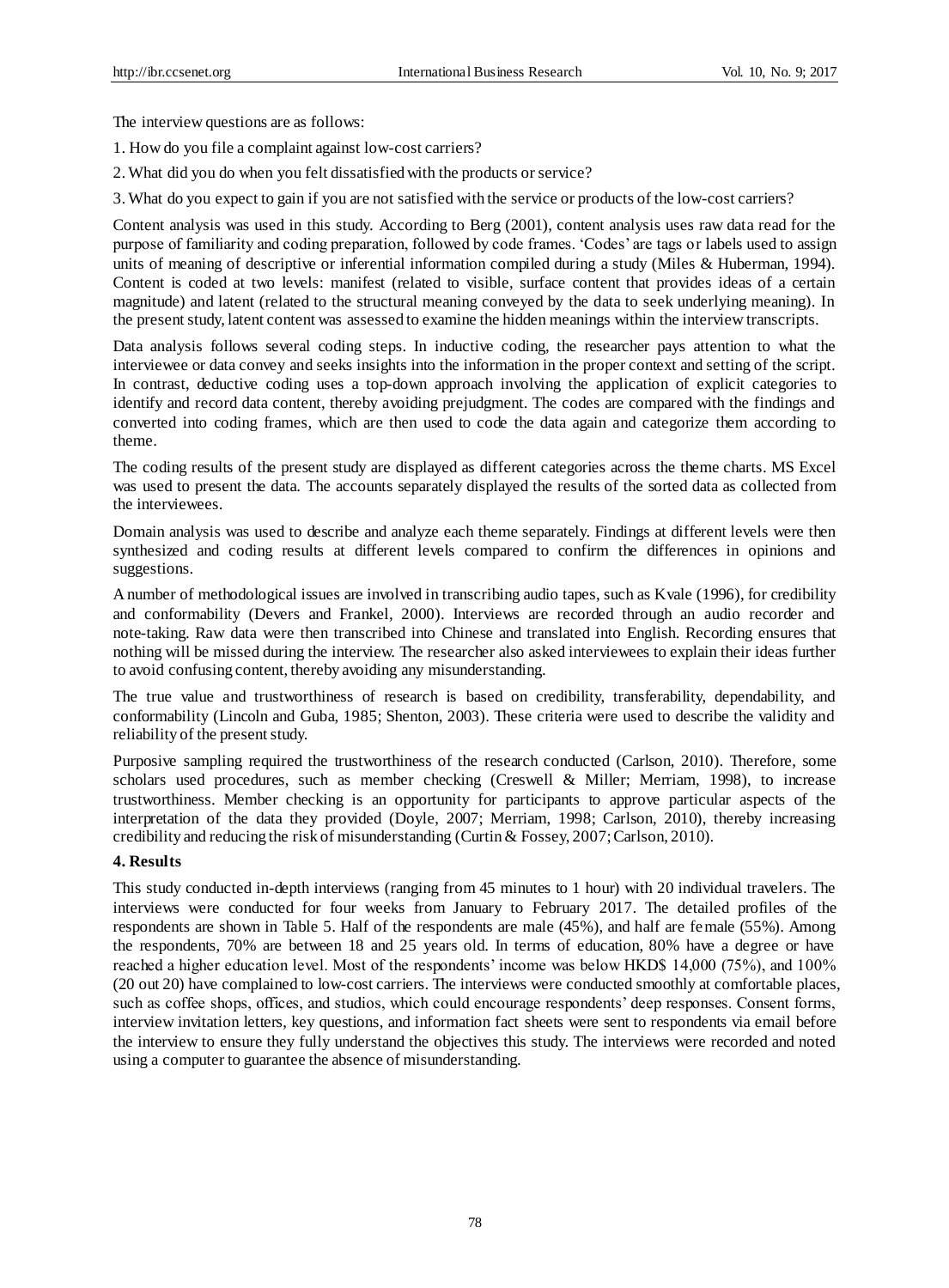The interview questions are as follows:

1. How do you file a complaint against low-cost carriers?

2. What did you do when you felt dissatisfied with the products or service?

3. What do you expect to gain if you are not satisfied with the service or products of the low-cost carriers?

Content analysis was used in this study. According to Berg (2001), content analysis uses raw data read for the purpose of familiarity and coding preparation, followed by code frames. 'Codes' are tags or labels used to assign units of meaning of descriptive or inferential information compiled during a study (Miles & Huberman, 1994). Content is coded at two levels: manifest (related to visible, surface content that provides ideas of a certain magnitude) and latent (related to the structural meaning conveyed by the data to seek underlying meaning). In the present study, latent content was assessed to examine the hidden meanings within the interview transcripts.

Data analysis follows several coding steps. In inductive coding, the researcher pays attention to what the interviewee or data convey and seeks insights into the information in the proper context and setting of the script. In contrast, deductive coding uses a top-down approach involving the application of explicit categories to identify and record data content, thereby avoiding prejudgment. The codes are compared with the findings and converted into coding frames, which are then used to code the data again and categorize them according to theme.

The coding results of the present study are displayed as different categories across the theme charts. MS Excel was used to present the data. The accounts separately displayed the results of the sorted data as collected from the interviewees.

Domain analysis was used to describe and analyze each theme separately. Findings at different levels were then synthesized and coding results at different levels compared to confirm the differences in opinions and suggestions.

A number of methodological issues are involved in transcribing audio tapes, such as Kvale (1996), for credibility and conformability (Devers and Frankel, 2000). Interviews are recorded through an audio recorder and note-taking. Raw data were then transcribed into Chinese and translated into English. Recording ensures that nothing will be missed during the interview. The researcher also asked interviewees to explain their ideas further to avoid confusing content, thereby avoiding any misunderstanding.

The true value and trustworthiness of research is based on credibility, transferability, dependability, and conformability (Lincoln and Guba, 1985; Shenton, 2003). These criteria were used to describe the validity and reliability of the present study.

Purposive sampling required the trustworthiness of the research conducted (Carlson, 2010). Therefore, some scholars used procedures, such as member checking (Creswell & Miller; Merriam, 1998), to increase trustworthiness. Member checking is an opportunity for participants to approve particular aspects of the interpretation of the data they provided (Doyle, 2007; Merriam, 1998; Carlson, 2010), thereby increasing credibility and reducing the risk of misunderstanding (Curtin & Fossey, 2007; Carlson, 2010).

## 4. Results

This study conducted in-depth interviews (ranging from 45 minutes to 1 hour) with 20 individual travelers. The interviews were conducted for four weeks from January to February 2017. The detailed profiles of the respondents are shown in Table 5. Half of the respondents are male (45%), and half are female (55%). Among the respondents, 70% are between 18 and 25 years old. In terms of education, 80% have a degree or have reached a higher education level. Most of the respondents' income was below HKD$ 14,000 (75%), and 100% (20 out 20) have complained to low-cost carriers. The interviews were conducted smoothly at comfortable places, such as coffee shops, offices, and studios, which could encourage respondents' deep responses. Consent forms, interview invitation letters, key questions, and information fact sheets were sent to respondents via email before the interview to ensure they fully understand the objectives this study. The interviews were recorded and noted using a computer to guarantee the absence of misunderstanding.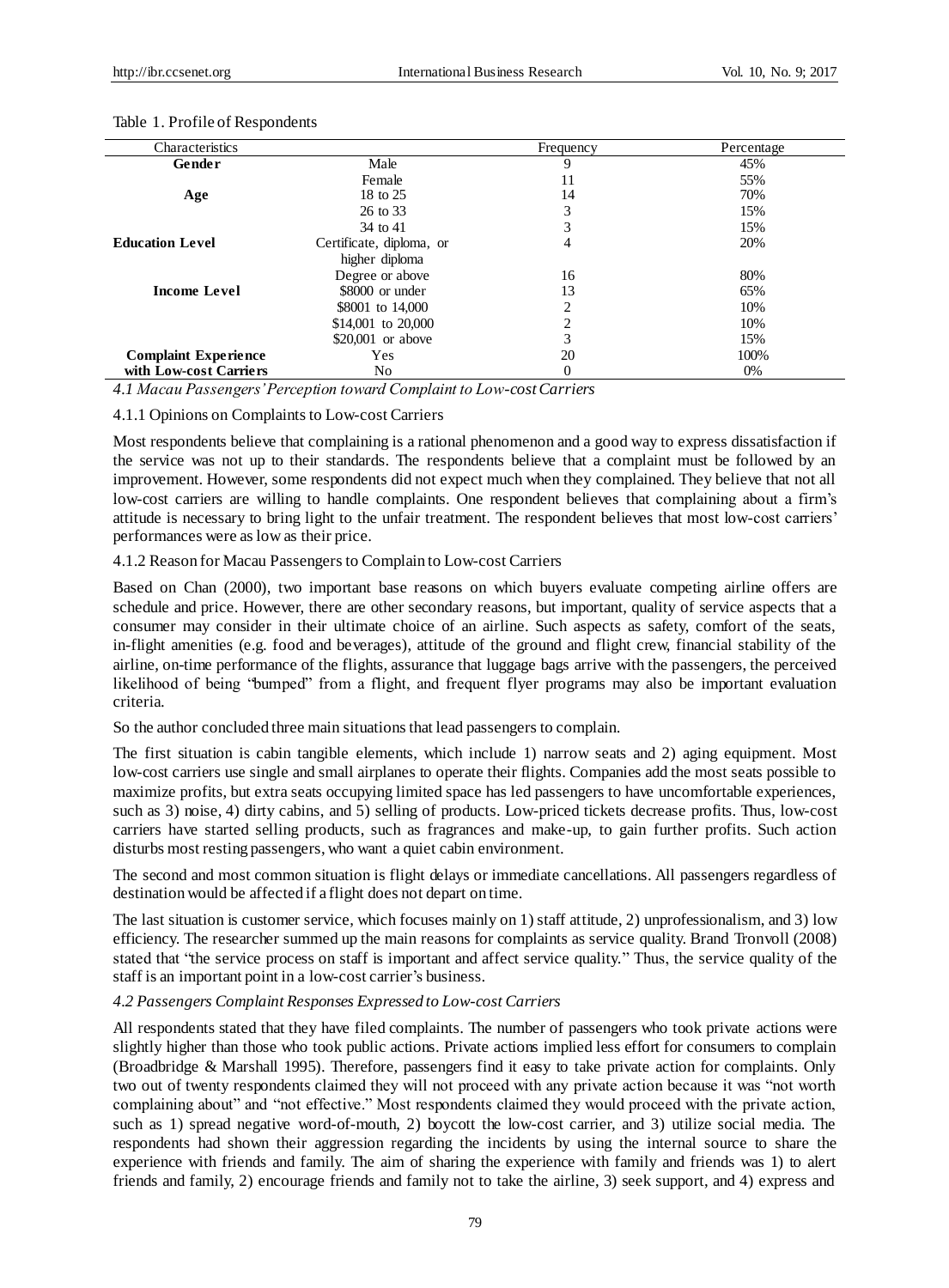Table 1. Profile of Respondents

| Characteristics | | Frequency | Percentage |
|---|---|---|---|
| **Gender** | Male | 9 | 45% |
| | Female | 11 | 55% |
| **Age** | 18 to 25 | 14 | 70% |
| | 26 to 33 | 3 | 15% |
| | 34 to 41 | 3 | 15% |
| **Education Level** | Certificate, diploma, or higher diploma | 4 | 20% |
| | Degree or above | 16 | 80% |
| **Income Level** | $8000 or under | 13 | 65% |
| | $8001 to 14,000 | 2 | 10% |
| | $14,001 to 20,000 | 2 | 10% |
| | $20,001 or above | 3 | 15% |
| **Complaint Experience with Low-cost Carriers** | Yes | 20 | 100% |
| | No | 0 | 0% |

### *4.1 Macau Passengers' Perception toward Complaint to Low-cost Carriers*

#### 4.1.1 Opinions on Complaints to Low-cost Carriers

Most respondents believe that complaining is a rational phenomenon and a good way to express dissatisfaction if the service was not up to their standards. The respondents believe that a complaint must be followed by an improvement. However, some respondents did not expect much when they complained. They believe that not all low-cost carriers are willing to handle complaints. One respondent believes that complaining about a firm's attitude is necessary to bring light to the unfair treatment. The respondent believes that most low-cost carriers' performances were as low as their price.

#### 4.1.2 Reason for Macau Passengers to Complain to Low-cost Carriers

Based on Chan (2000), two important base reasons on which buyers evaluate competing airline offers are schedule and price. However, there are other secondary reasons, but important, quality of service aspects that a consumer may consider in their ultimate choice of an airline. Such aspects as safety, comfort of the seats, in-flight amenities (e.g. food and beverages), attitude of the ground and flight crew, financial stability of the airline, on-time performance of the flights, assurance that luggage bags arrive with the passengers, the perceived likelihood of being "bumped" from a flight, and frequent flyer programs may also be important evaluation criteria.

So the author concluded three main situations that lead passengers to complain.

The first situation is cabin tangible elements, which include 1) narrow seats and 2) aging equipment. Most low-cost carriers use single and small airplanes to operate their flights. Companies add the most seats possible to maximize profits, but extra seats occupying limited space has led passengers to have uncomfortable experiences, such as 3) noise, 4) dirty cabins, and 5) selling of products. Low-priced tickets decrease profits. Thus, low-cost carriers have started selling products, such as fragrances and make-up, to gain further profits. Such action disturbs most resting passengers, who want a quiet cabin environment.

The second and most common situation is flight delays or immediate cancellations. All passengers regardless of destination would be affected if a flight does not depart on time.

The last situation is customer service, which focuses mainly on 1) staff attitude, 2) unprofessionalism, and 3) low efficiency. The researcher summed up the main reasons for complaints as service quality. Brand Tronvoll (2008) stated that "the service process on staff is important and affect service quality." Thus, the service quality of the staff is an important point in a low-cost carrier's business.

### *4.2 Passengers Complaint Responses Expressed to Low-cost Carriers*

All respondents stated that they have filed complaints. The number of passengers who took private actions were slightly higher than those who took public actions. Private actions implied less effort for consumers to complain (Broadbridge & Marshall 1995). Therefore, passengers find it easy to take private action for complaints. Only two out of twenty respondents claimed they will not proceed with any private action because it was "not worth complaining about" and "not effective." Most respondents claimed they would proceed with the private action, such as 1) spread negative word-of-mouth, 2) boycott the low-cost carrier, and 3) utilize social media. The respondents had shown their aggression regarding the incidents by using the internal source to share the experience with friends and family. The aim of sharing the experience with family and friends was 1) to alert friends and family, 2) encourage friends and family not to take the airline, 3) seek support, and 4) express and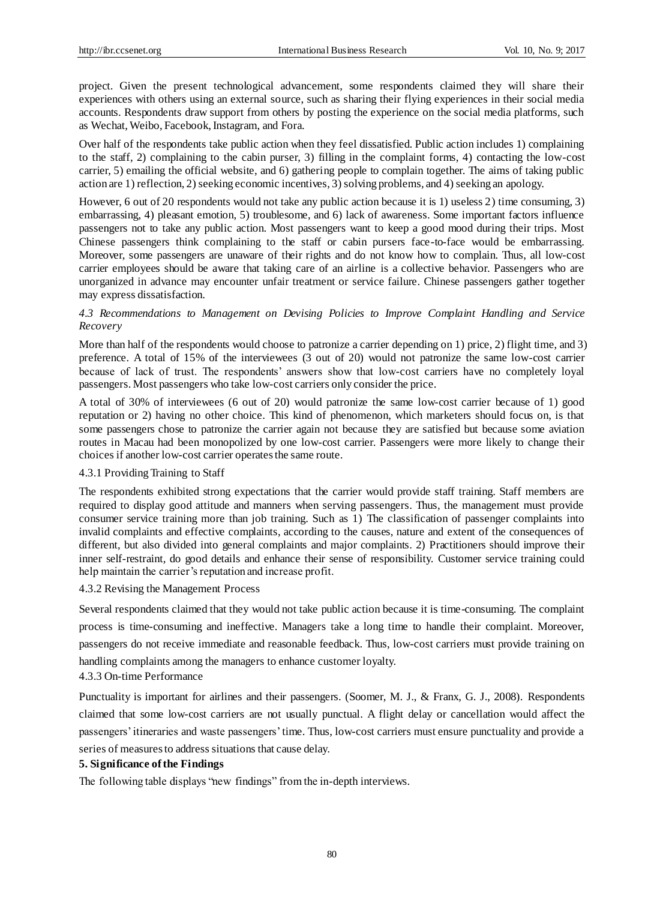project. Given the present technological advancement, some respondents claimed they will share their experiences with others using an external source, such as sharing their flying experiences in their social media accounts. Respondents draw support from others by posting the experience on the social media platforms, such as Wechat, Weibo, Facebook, Instagram, and Fora.

Over half of the respondents take public action when they feel dissatisfied. Public action includes 1) complaining to the staff, 2) complaining to the cabin purser, 3) filling in the complaint forms, 4) contacting the low-cost carrier, 5) emailing the official website, and 6) gathering people to complain together. The aims of taking public action are 1) reflection, 2) seeking economic incentives, 3) solving problems, and 4) seeking an apology.

However, 6 out of 20 respondents would not take any public action because it is 1) useless 2) time consuming, 3) embarrassing, 4) pleasant emotion, 5) troublesome, and 6) lack of awareness. Some important factors influence passengers not to take any public action. Most passengers want to keep a good mood during their trips. Most Chinese passengers think complaining to the staff or cabin pursers face-to-face would be embarrassing. Moreover, some passengers are unaware of their rights and do not know how to complain. Thus, all low-cost carrier employees should be aware that taking care of an airline is a collective behavior. Passengers who are unorganized in advance may encounter unfair treatment or service failure. Chinese passengers gather together may express dissatisfaction.

### *4.3 Recommendations to Management on Devising Policies to Improve Complaint Handling and Service Recovery*

More than half of the respondents would choose to patronize a carrier depending on 1) price, 2) flight time, and 3) preference. A total of 15% of the interviewees (3 out of 20) would not patronize the same low-cost carrier because of lack of trust. The respondents' answers show that low-cost carriers have no completely loyal passengers. Most passengers who take low-cost carriers only consider the price.

A total of 30% of interviewees (6 out of 20) would patronize the same low-cost carrier because of 1) good reputation or 2) having no other choice. This kind of phenomenon, which marketers should focus on, is that some passengers chose to patronize the carrier again not because they are satisfied but because some aviation routes in Macau had been monopolized by one low-cost carrier. Passengers were more likely to change their choices if another low-cost carrier operates the same route.

#### 4.3.1 Providing Training to Staff

The respondents exhibited strong expectations that the carrier would provide staff training. Staff members are required to display good attitude and manners when serving passengers. Thus, the management must provide consumer service training more than job training. Such as 1) The classification of passenger complaints into invalid complaints and effective complaints, according to the causes, nature and extent of the consequences of different, but also divided into general complaints and major complaints. 2) Practitioners should improve their inner self-restraint, do good details and enhance their sense of responsibility. Customer service training could help maintain the carrier's reputation and increase profit.

#### 4.3.2 Revising the Management Process

Several respondents claimed that they would not take public action because it is time-consuming. The complaint process is time-consuming and ineffective. Managers take a long time to handle their complaint. Moreover, passengers do not receive immediate and reasonable feedback. Thus, low-cost carriers must provide training on handling complaints among the managers to enhance customer loyalty.

#### 4.3.3 On-time Performance

Punctuality is important for airlines and their passengers. (Soomer, M. J., & Franx, G. J., 2008). Respondents claimed that some low-cost carriers are not usually punctual. A flight delay or cancellation would affect the passengers' itineraries and waste passengers' time. Thus, low-cost carriers must ensure punctuality and provide a series of measures to address situations that cause delay.

## 5. Significance of the Findings

The following table displays "new findings" from the in-depth interviews.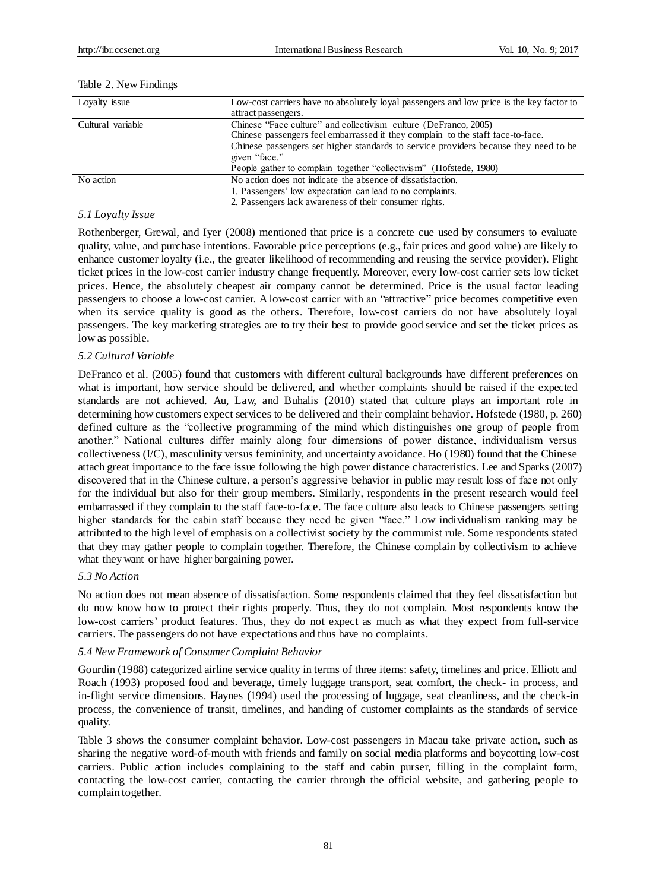Table 2. New Findings

| Loyalty issue | Low-cost carriers have no absolutely loyal passengers and low price is the key factor to attract passengers. |
|---|---|
| Cultural variable | Chinese "Face culture" and collectivism culture (DeFranco, 2005)<br>Chinese passengers feel embarrassed if they complain to the staff face-to-face.<br>Chinese passengers set higher standards to service providers because they need to be given "face."<br>People gather to complain together "collectivism" (Hofstede, 1980) |
| No action | No action does not indicate the absence of dissatisfaction.<br>1. Passengers' low expectation can lead to no complaints.<br>2. Passengers lack awareness of their consumer rights. |

### *5.1 Loyalty Issue*

Rothenberger, Grewal, and Iyer (2008) mentioned that price is a concrete cue used by consumers to evaluate quality, value, and purchase intentions. Favorable price perceptions (e.g., fair prices and good value) are likely to enhance customer loyalty (i.e., the greater likelihood of recommending and reusing the service provider). Flight ticket prices in the low-cost carrier industry change frequently. Moreover, every low-cost carrier sets low ticket prices. Hence, the absolutely cheapest air company cannot be determined. Price is the usual factor leading passengers to choose a low-cost carrier. A low-cost carrier with an "attractive" price becomes competitive even when its service quality is good as the others. Therefore, low-cost carriers do not have absolutely loyal passengers. The key marketing strategies are to try their best to provide good service and set the ticket prices as low as possible.

### *5.2 Cultural Variable*

DeFranco et al. (2005) found that customers with different cultural backgrounds have different preferences on what is important, how service should be delivered, and whether complaints should be raised if the expected standards are not achieved. Au, Law, and Buhalis (2010) stated that culture plays an important role in determining how customers expect services to be delivered and their complaint behavior. Hofstede (1980, p. 260) defined culture as the "collective programming of the mind which distinguishes one group of people from another." National cultures differ mainly along four dimensions of power distance, individualism versus collectiveness (I/C), masculinity versus femininity, and uncertainty avoidance. Ho (1980) found that the Chinese attach great importance to the face issue following the high power distance characteristics. Lee and Sparks (2007) discovered that in the Chinese culture, a person's aggressive behavior in public may result loss of face not only for the individual but also for their group members. Similarly, respondents in the present research would feel embarrassed if they complain to the staff face-to-face. The face culture also leads to Chinese passengers setting higher standards for the cabin staff because they need to be given "face." Low individualism ranking may be attributed to the high level of emphasis on a collectivist society by the communist rule. Some respondents stated that they may gather people to complain together. Therefore, the Chinese complain by collectivism to achieve what they want or have higher bargaining power.

### *5.3 No Action*

No action does not mean absence of dissatisfaction. Some respondents claimed that they feel dissatisfaction but do now know how to protect their rights properly. Thus, they do not complain. Most respondents know the low-cost carriers' product features. Thus, they do not expect as much as what they expect from full-service carriers. The passengers do not have expectations and thus have no complaints.

### *5.4 New Framework of Consumer Complaint Behavior*

Gourdin (1988) categorized airline service quality in terms of three items: safety, timelines and price. Elliott and Roach (1993) proposed food and beverage, timely luggage transport, seat comfort, the check- in process, and in-flight service dimensions. Haynes (1994) used the processing of luggage, seat cleanliness, and the check-in process, the convenience of transit, timelines, and handing of customer complaints as the standards of service quality.

Table 3 shows the consumer complaint behavior. Low-cost passengers in Macau take private action, such as sharing the negative word-of-mouth with friends and family on social media platforms and boycotting low-cost carriers. Public action includes complaining to the staff and cabin purser, filling in the complaint form, contacting the low-cost carrier, contacting the carrier through the official website, and gathering people to complain together.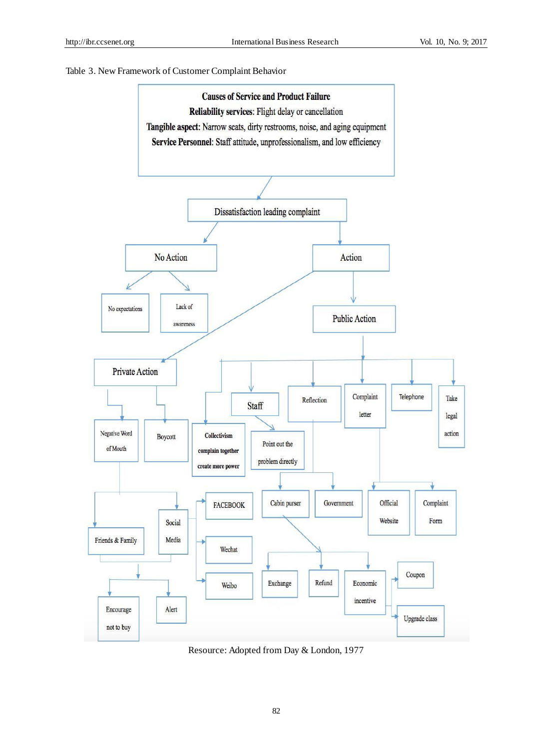Table 3. New Framework of Customer Complaint Behavior

**Causes of Service and Product Failure**

**Reliability services**: Flight delay or cancellation

**Tangible aspect**: Narrow seats, dirty restrooms, noise, and aging equipment

**Service Personnel**: Staff attitude, unprofessionalism, and low efficiency

Dissatisfaction leading complaint

- No Action
  - No expectations
  - Lack of awareness
- Action
  - Private Action
    - Negative Word of Mouth
      - Friends & Family
      - Social Media
        - FACEBOOK
        - Wechat
        - Weibo
      - Encourage not to buy
      - Alert
    - Boycott
  - Public Action
    - **Collectivism complain together create more power**
    - Staff
      - Point out the problem directly
    - Reflection
      - Cabin purser
        - Exchange
        - Refund
        - Economic incentive
          - Coupon
          - Upgrade class
      - Government
    - Complaint letter
      - Official Website
      - Complaint Form
    - Telephone
    - Take legal action

Resource: Adopted from Day & London, 1977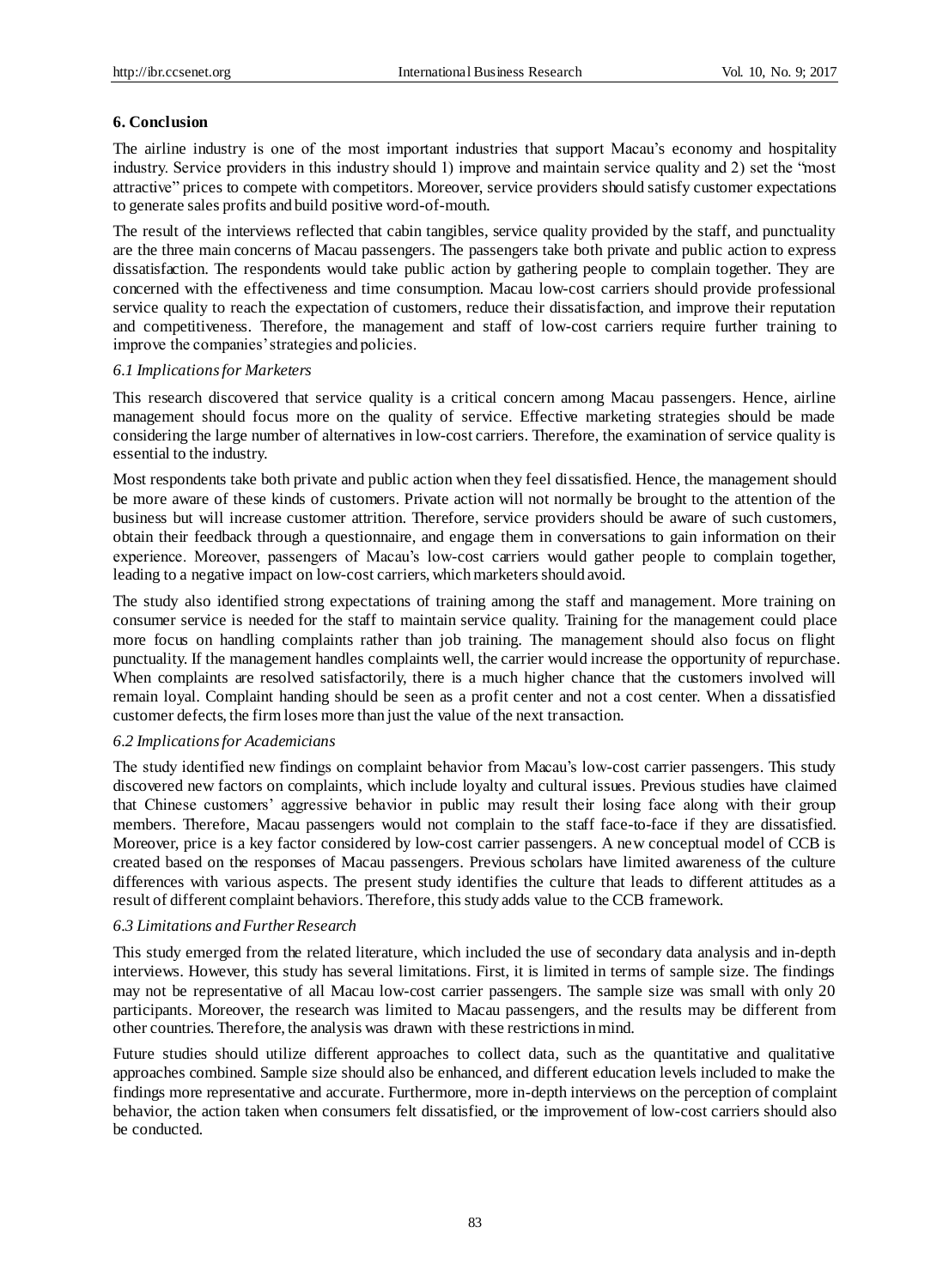## 6. Conclusion

The airline industry is one of the most important industries that support Macau's economy and hospitality industry. Service providers in this industry should 1) improve and maintain service quality and 2) set the "most attractive" prices to compete with competitors. Moreover, service providers should satisfy customer expectations to generate sales profits and build positive word-of-mouth.

The result of the interviews reflected that cabin tangibles, service quality provided by the staff, and punctuality are the three main concerns of Macau passengers. The passengers take both private and public action to express dissatisfaction. The respondents would take public action by gathering people to complain together. They are concerned with the effectiveness and time consumption. Macau low-cost carriers should provide professional service quality to reach the expectation of customers, reduce their dissatisfaction, and improve their reputation and competitiveness. Therefore, the management and staff of low-cost carriers require further training to improve the companies' strategies and policies.

### *6.1 Implications for Marketers*

This research discovered that service quality is a critical concern among Macau passengers. Hence, airline management should focus more on the quality of service. Effective marketing strategies should be made considering the large number of alternatives in low-cost carriers. Therefore, the examination of service quality is essential to the industry.

Most respondents take both private and public action when they feel dissatisfied. Hence, the management should be more aware of these kinds of customers. Private action will not normally be brought to the attention of the business but will increase customer attrition. Therefore, service providers should be aware of such customers, obtain their feedback through a questionnaire, and engage them in conversations to gain information on their experience. Moreover, passengers of Macau's low-cost carriers would gather people to complain together, leading to a negative impact on low-cost carriers, which marketers should avoid.

The study also identified strong expectations of training among the staff and management. More training on consumer service is needed for the staff to maintain service quality. Training for the management could place more focus on handling complaints rather than job training. The management should also focus on flight punctuality. If the management handles complaints well, the carrier would increase the opportunity of repurchase. When complaints are resolved satisfactorily, there is a much higher chance that the customers involved will remain loyal. Complaint handing should be seen as a profit center and not a cost center. When a dissatisfied customer defects, the firm loses more than just the value of the next transaction.

### *6.2 Implications for Academicians*

The study identified new findings on complaint behavior from Macau's low-cost carrier passengers. This study discovered new factors on complaints, which include loyalty and cultural issues. Previous studies have claimed that Chinese customers' aggressive behavior in public may result their losing face along with their group members. Therefore, Macau passengers would not complain to the staff face-to-face if they are dissatisfied. Moreover, price is a key factor considered by low-cost carrier passengers. A new conceptual model of CCB is created based on the responses of Macau passengers. Previous scholars have limited awareness of the culture differences with various aspects. The present study identifies the culture that leads to different attitudes as a result of different complaint behaviors. Therefore, this study adds value to the CCB framework.

### *6.3 Limitations and Further Research*

This study emerged from the related literature, which included the use of secondary data analysis and in-depth interviews. However, this study has several limitations. First, it is limited in terms of sample size. The findings may not be representative of all Macau low-cost carrier passengers. The sample size was small with only 20 participants. Moreover, the research was limited to Macau passengers, and the results may be different from other countries. Therefore, the analysis was drawn with these restrictions in mind.

Future studies should utilize different approaches to collect data, such as the quantitative and qualitative approaches combined. Sample size should also be enhanced, and different education levels included to make the findings more representative and accurate. Furthermore, more in-depth interviews on the perception of complaint behavior, the action taken when consumers felt dissatisfied, or the improvement of low-cost carriers should also be conducted.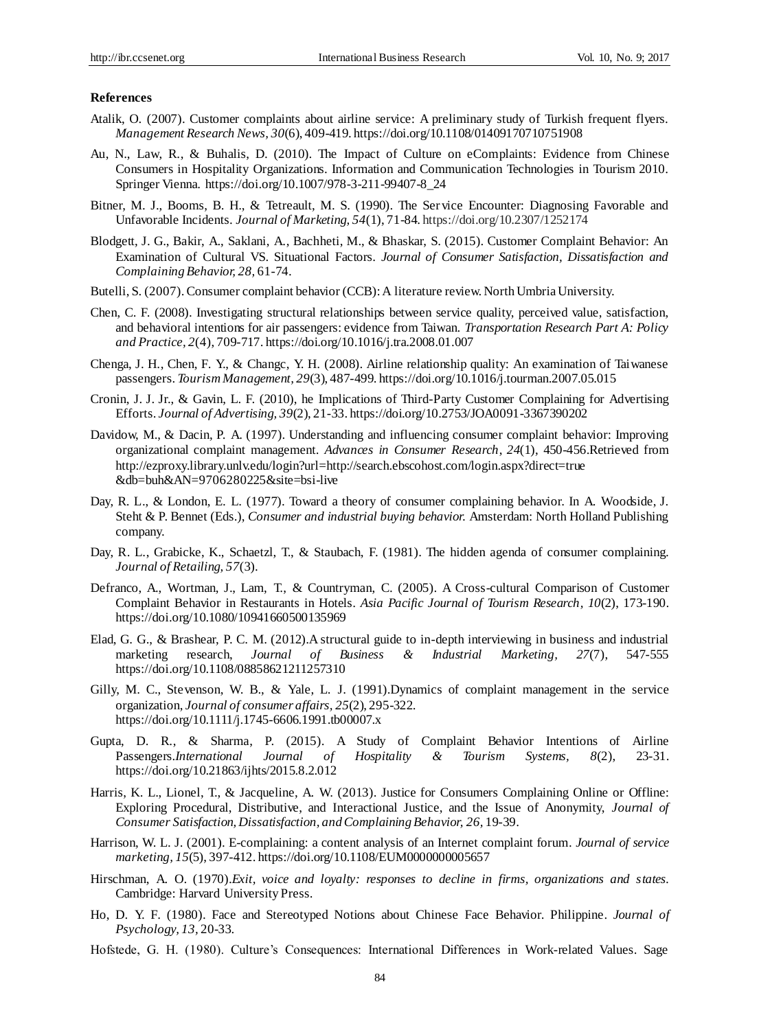**References**

Atalik, O. (2007). Customer complaints about airline service: A preliminary study of Turkish frequent flyers. *Management Research News, 30*(6), 409-419. https://doi.org/10.1108/01409170710751908

Au, N., Law, R., & Buhalis, D. (2010). The Impact of Culture on eComplaints: Evidence from Chinese Consumers in Hospitality Organizations. Information and Communication Technologies in Tourism 2010. Springer Vienna. https://doi.org/10.1007/978-3-211-99407-8_24

Bitner, M. J., Booms, B. H., & Tetreault, M. S. (1990). The Service Encounter: Diagnosing Favorable and Unfavorable Incidents. *Journal of Marketing, 54*(1), 71-84. https://doi.org/10.2307/1252174

Blodgett, J. G., Bakir, A., Saklani, A., Bachheti, M., & Bhaskar, S. (2015). Customer Complaint Behavior: An Examination of Cultural VS. Situational Factors. *Journal of Consumer Satisfaction, Dissatisfaction and Complaining Behavior, 28*, 61-74.

Butelli, S. (2007). Consumer complaint behavior (CCB): A literature review. North Umbria University.

Chen, C. F. (2008). Investigating structural relationships between service quality, perceived value, satisfaction, and behavioral intentions for air passengers: evidence from Taiwan. *Transportation Research Part A: Policy and Practice*, *2*(4), 709-717. https://doi.org/10.1016/j.tra.2008.01.007

Chenga, J. H., Chen, F. Y., & Changc, Y. H. (2008). Airline relationship quality: An examination of Taiwanese passengers. *Tourism Management*, *29*(3), 487-499. https://doi.org/10.1016/j.tourman.2007.05.015

Cronin, J. J. Jr., & Gavin, L. F. (2010), he Implications of Third-Party Customer Complaining for Advertising Efforts. *Journal of Advertising, 39*(2), 21-33. https://doi.org/10.2753/JOA0091-3367390202

Davidow, M., & Dacin, P. A. (1997). Understanding and influencing consumer complaint behavior: Improving organizational complaint management. *Advances in Consumer Research*, *24*(1), 450-456.Retrieved from http://ezproxy.library.unlv.edu/login?url=http://search.ebscohost.com/login.aspx?direct=true&db=buh&AN=9706280225&site=bsi-live

Day, R. L., & London, E. L. (1977). Toward a theory of consumer complaining behavior. In A. Woodside, J. Steht & P. Bennet (Eds.), *Consumer and industrial buying behavior.* Amsterdam: North Holland Publishing company.

Day, R. L., Grabicke, K., Schaetzl, T., & Staubach, F. (1981). The hidden agenda of consumer complaining. *Journal of Retailing, 57*(3).

Defranco, A., Wortman, J., Lam, T., & Countryman, C. (2005). A Cross-cultural Comparison of Customer Complaint Behavior in Restaurants in Hotels. *Asia Pacific Journal of Tourism Research, 10*(2), 173-190. https://doi.org/10.1080/10941660500135969

Elad, G. G., & Brashear, P. C. M. (2012).A structural guide to in-depth interviewing in business and industrial marketing research, *Journal of Business & Industrial Marketing*, *27*(7), 547-555 https://doi.org/10.1108/08858621211257310

Gilly, M. C., Stevenson, W. B., & Yale, L. J. (1991).Dynamics of complaint management in the service organization, *Journal of consumer affairs*, *25*(2), 295-322. https://doi.org/10.1111/j.1745-6606.1991.tb00007.x

Gupta, D. R., & Sharma, P. (2015). A Study of Complaint Behavior Intentions of Airline Passengers.*International Journal of Hospitality & Tourism Systems*, *8*(2), 23-31. https://doi.org/10.21863/ijhts/2015.8.2.012

Harris, K. L., Lionel, T., & Jacqueline, A. W. (2013). Justice for Consumers Complaining Online or Offline: Exploring Procedural, Distributive, and Interactional Justice, and the Issue of Anonymity, *Journal of Consumer Satisfaction, Dissatisfaction, and Complaining Behavior, 26*, 19-39.

Harrison, W. L. J. (2001). E-complaining: a content analysis of an Internet complaint forum. *Journal of service marketing*, *15*(5), 397-412. https://doi.org/10.1108/EUM0000000005657

Hirschman, A. O. (1970).*Exit, voice and loyalty: responses to decline in firms, organizations and states.* Cambridge: Harvard University Press.

Ho, D. Y. F. (1980). Face and Stereotyped Notions about Chinese Face Behavior. Philippine. *Journal of Psychology, 13,* 20-33.

Hofstede, G. H. (1980). Culture's Consequences: International Differences in Work-related Values. Sage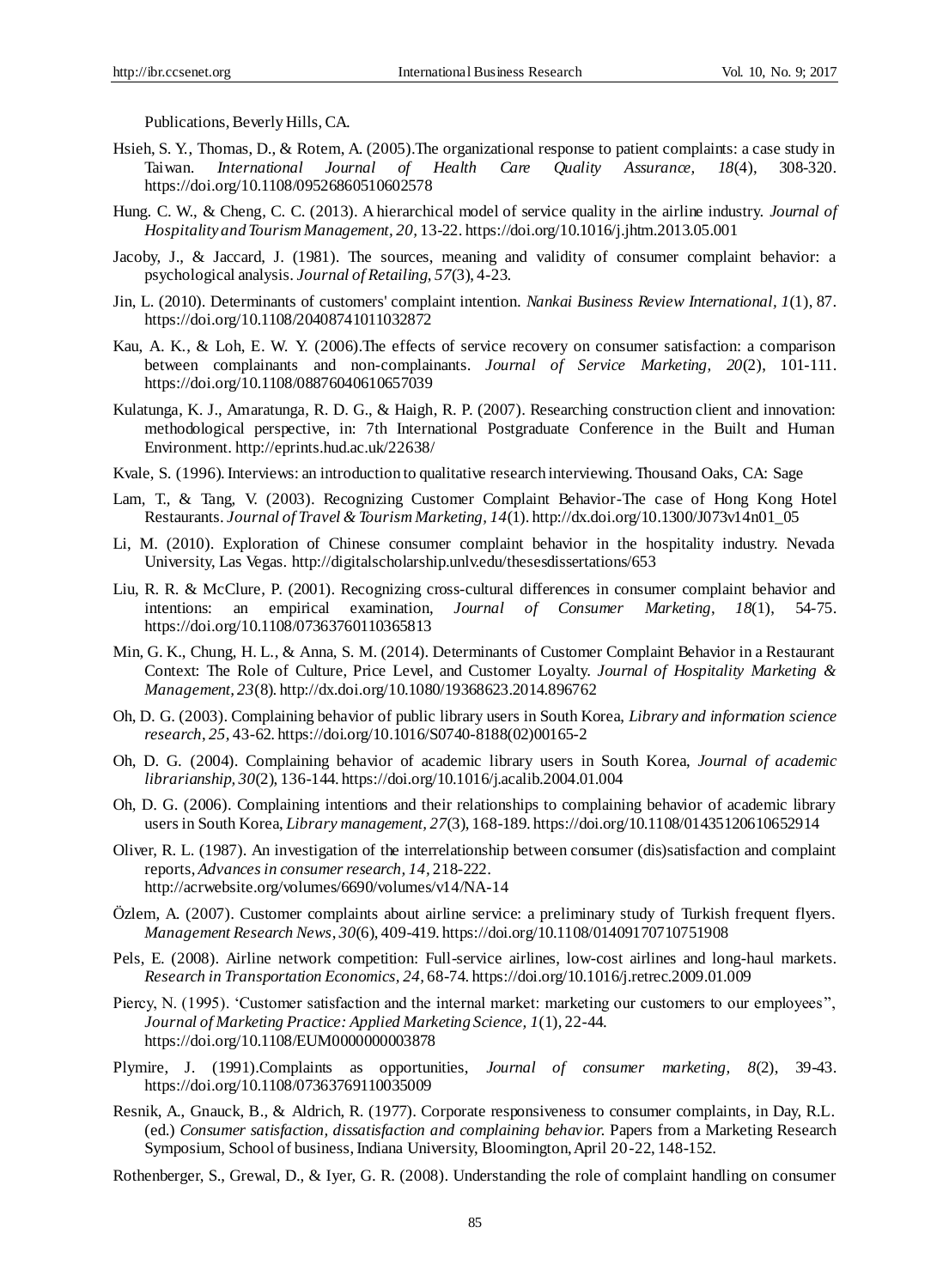Publications, Beverly Hills, CA.

Hsieh, S. Y., Thomas, D., & Rotem, A. (2005).The organizational response to patient complaints: a case study in Taiwan. *International Journal of Health Care Quality Assurance, 18*(4), 308-320. https://doi.org/10.1108/09526860510602578

Hung. C. W., & Cheng, C. C. (2013). A hierarchical model of service quality in the airline industry. *Journal of Hospitality and Tourism Management, 20*, 13-22. https://doi.org/10.1016/j.jhtm.2013.05.001

Jacoby, J., & Jaccard, J. (1981). The sources, meaning and validity of consumer complaint behavior: a psychological analysis. *Journal of Retailing, 57*(3), 4-23.

Jin, L. (2010). Determinants of customers' complaint intention. *Nankai Business Review International*, *1*(1), 87. https://doi.org/10.1108/20408741011032872

Kau, A. K., & Loh, E. W. Y. (2006).The effects of service recovery on consumer satisfaction: a comparison between complainants and non-complainants. *Journal of Service Marketing, 20*(2), 101-111. https://doi.org/10.1108/08876040610657039

Kulatunga, K. J., Amaratunga, R. D. G., & Haigh, R. P. (2007). Researching construction client and innovation: methodological perspective, in: 7th International Postgraduate Conference in the Built and Human Environment. http://eprints.hud.ac.uk/22638/

Kvale, S. (1996). Interviews: an introduction to qualitative research interviewing. Thousand Oaks, CA: Sage

Lam, T., & Tang, V. (2003). Recognizing Customer Complaint Behavior-The case of Hong Kong Hotel Restaurants. *Journal of Travel & Tourism Marketing, 14*(1). http://dx.doi.org/10.1300/J073v14n01_05

Li, M. (2010). Exploration of Chinese consumer complaint behavior in the hospitality industry. Nevada University, Las Vegas. http://digitalscholarship.unlv.edu/thesesdissertations/653

Liu, R. R. & McClure, P. (2001). Recognizing cross-cultural differences in consumer complaint behavior and intentions: an empirical examination, *Journal of Consumer Marketing*, *18*(1), 54-75. https://doi.org/10.1108/07363760110365813

Min, G. K., Chung, H. L., & Anna, S. M. (2014). Determinants of Customer Complaint Behavior in a Restaurant Context: The Role of Culture, Price Level, and Customer Loyalty. *Journal of Hospitality Marketing & Management, 23*(8). http://dx.doi.org/10.1080/19368623.2014.896762

Oh, D. G. (2003). Complaining behavior of public library users in South Korea, *Library and information science research, 25*, 43-62. https://doi.org/10.1016/S0740-8188(02)00165-2

Oh, D. G. (2004). Complaining behavior of academic library users in South Korea, *Journal of academic librarianship, 30*(2), 136-144. https://doi.org/10.1016/j.acalib.2004.01.004

Oh, D. G. (2006). Complaining intentions and their relationships to complaining behavior of academic library users in South Korea, *Library management, 27*(3), 168-189. https://doi.org/10.1108/01435120610652914

Oliver, R. L. (1987). An investigation of the interrelationship between consumer (dis)satisfaction and complaint reports, *Advances in consumer research, 14*, 218-222. http://acrwebsite.org/volumes/6690/volumes/v14/NA-14

Özlem, A. (2007). Customer complaints about airline service: a preliminary study of Turkish frequent flyers. *Management Research News*, *30*(6), 409-419. https://doi.org/10.1108/01409170710751908

Pels, E. (2008). Airline network competition: Full-service airlines, low-cost airlines and long-haul markets. *Research in Transportation Economics, 24*, 68-74. https://doi.org/10.1016/j.retrec.2009.01.009

Piercy, N. (1995). 'Customer satisfaction and the internal market: marketing our customers to our employees", *Journal of Marketing Practice: Applied Marketing Science, 1*(1), 22-44. https://doi.org/10.1108/EUM0000000003878

Plymire, J. (1991).Complaints as opportunities, *Journal of consumer marketing, 8*(2), 39-43. https://doi.org/10.1108/07363769110035009

Resnik, A., Gnauck, B., & Aldrich, R. (1977). Corporate responsiveness to consumer complaints, in Day, R.L. (ed.) *Consumer satisfaction, dissatisfaction and complaining behavior.* Papers from a Marketing Research Symposium, School of business, Indiana University, Bloomington, April 20-22, 148-152.

Rothenberger, S., Grewal, D., & Iyer, G. R. (2008). Understanding the role of complaint handling on consumer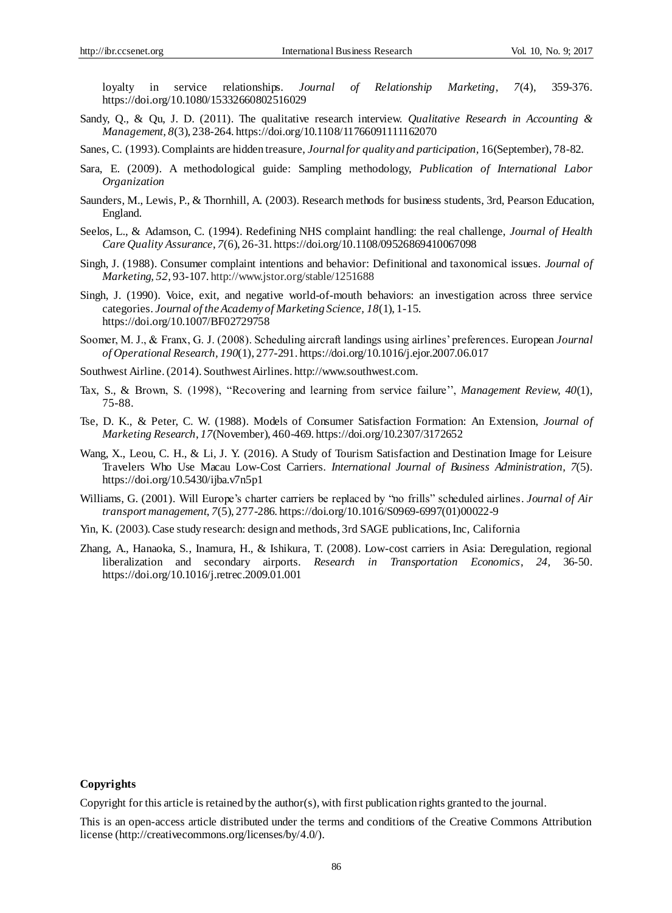loyalty in service relationships. *Journal of Relationship Marketing*, *7*(4), 359-376. https://doi.org/10.1080/15332660802516029

Sandy, Q., & Qu, J. D. (2011). The qualitative research interview. *Qualitative Research in Accounting & Management*, *8*(3), 238-264. https://doi.org/10.1108/11766091111162070

Sanes, C. (1993). Complaints are hidden treasure, *Journal for quality and participation*, 16(September), 78-82.

Sara, E. (2009). A methodological guide: Sampling methodology, *Publication of International Labor Organization*

Saunders, M., Lewis, P., & Thornhill, A. (2003). Research methods for business students, 3rd, Pearson Education, England.

Seelos, L., & Adamson, C. (1994). Redefining NHS complaint handling: the real challenge, *Journal of Health Care Quality Assurance*, *7*(6), 26-31. https://doi.org/10.1108/09526869410067098

Singh, J. (1988). Consumer complaint intentions and behavior: Definitional and taxonomical issues. *Journal of Marketing*, *52*, 93-107. http://www.jstor.org/stable/1251688

Singh, J. (1990). Voice, exit, and negative world-of-mouth behaviors: an investigation across three service categories. *Journal of the Academy of Marketing Science*, *18*(1), 1-15. https://doi.org/10.1007/BF02729758

Soomer, M. J., & Franx, G. J. (2008). Scheduling aircraft landings using airlines' preferences. European *Journal of Operational Research*, *190*(1), 277-291. https://doi.org/10.1016/j.ejor.2007.06.017

Southwest Airline. (2014). Southwest Airlines. http://www.southwest.com.

Tax, S., & Brown, S. (1998), ''Recovering and learning from service failure'', *Management Review, 40*(1), 75-88.

Tse, D. K., & Peter, C. W. (1988). Models of Consumer Satisfaction Formation: An Extension, *Journal of Marketing Research*, *17*(November), 460-469. https://doi.org/10.2307/3172652

Wang, X., Leou, C. H., & Li, J. Y. (2016). A Study of Tourism Satisfaction and Destination Image for Leisure Travelers Who Use Macau Low-Cost Carriers. *International Journal of Business Administration*, *7*(5). https://doi.org/10.5430/ijba.v7n5p1

Williams, G. (2001). Will Europe's charter carriers be replaced by "no frills" scheduled airlines. *Journal of Air transport management*, *7*(5), 277-286. https://doi.org/10.1016/S0969-6997(01)00022-9

Yin, K. (2003). Case study research: design and methods, 3rd SAGE publications, Inc, California

Zhang, A., Hanaoka, S., Inamura, H., & Ishikura, T. (2008). Low-cost carriers in Asia: Deregulation, regional liberalization and secondary airports. *Research in Transportation Economics*, *24*, 36-50. https://doi.org/10.1016/j.retrec.2009.01.001

**Copyrights**

Copyright for this article is retained by the author(s), with first publication rights granted to the journal.

This is an open-access article distributed under the terms and conditions of the Creative Commons Attribution license (http://creativecommons.org/licenses/by/4.0/).